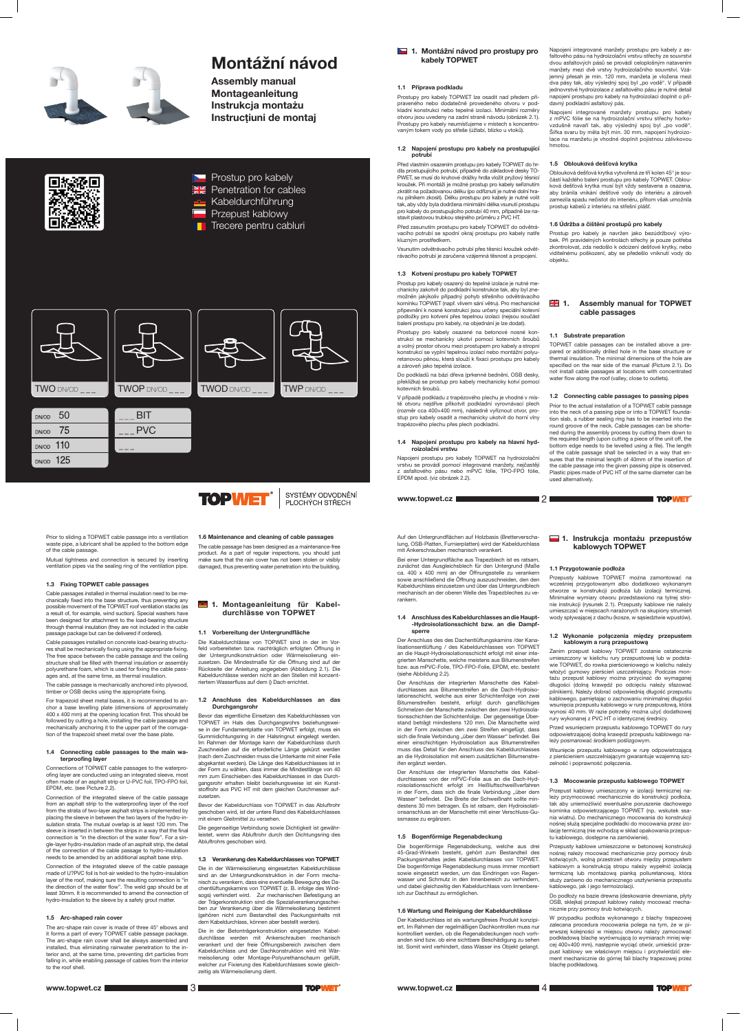# Montážní návod

**Assembly manual**
**Montageanleitung**
**Instrukcja montażu**
**Instrucțiuni de montaj**

Prostup pro kabely
Penetration for cables
Kabeldurchführung
Przepust kablowy
Trecere pentru cabluri

| TWO DN/OD ___ | TWOP DN/OD ___ | TWOD DN/OD ___ | TWP DN/OD ___ |
|---|---|---|---|

| DN/OD | ___BIT |
|---|---|
| DN/OD 50 | ___BIT |
| DN/OD 75 | ___PVC |
| DN/OD 110 | ___ |
| DN/OD 125 | |

TOPWET SYSTÉMY ODVODNĚNÍ PLOCHÝCH STŘECH

## 1. Montážní návod pro prostupy pro kabely TOPWET

### 1.1 Příprava podkladu

Prostupy pro kabely TOPWET lze osadit nad předem připraveného nebo dodatečně provedeného otvoru v podkladní konstrukci nebo tepelné izolaci. Minimální rozměry otvoru jsou uvedeny na zadní straně návodu (obrázek 2.1). Prostupy pro kabely neumisťujeme v místech s koncentrovaným tokem vody po střeše (úžlabí, blízko u vtoků).

### 1.2 Napojení prostupu pro kabely na prostupující potrubí

Před vlastním osazením prostupu pro kabely TOPWET do hrdla prostupujícího potrubí, případně do základové desky TOPWET, se musí do kruhové drážky hrdla vložit pryžový těsnicí kroužek. Při montáži je možné prostup pro kabely seříznutím zkrátit na požadovanou délku (po odříznutí je nutné dolní hranu pilníkem zkosit). Délku prostupu pro kabely je nutné volit tak, aby vždy byla dodržena minimální délka vsunutí prostupu pro kabely do prostupujícího potrubí 40 mm, případně lze nastavit plastovou trubkou stejného průměru z PVC HT.

Před zasunutím prostupu pro kabely TOPWET do odvětrávacího potrubí se spodní okraj prostupu pro kabely natře kluzným prostředkem.

Vsunutím odvětrávacího potrubí přes těsnicí kroužek odvětrávacího potrubí je zaručena vzájemná těsnost a propojení.

### 1.3 Kotvení prostupu pro kabely TOPWET

Prostup pro kabely osazený do tepelné izolace je nutné mechanicky zakotvit do podkladní konstrukce tak, aby byl znemožněn jakýkoliv případný pohyb střešního odvětrávacího komínku TOPWET (např. vlivem sání větru). Pro mechanické připevnění k nosné konstrukci jsou určeny speciální kotevní podložky pro kotvení přes tepelnou izolaci (nejsou součást balení prostupu pro kabely, na objednání je lze dodat).

Prostupy pro kabely osazené na betonové nosné konstrukci se mechanicky ukotví pomocí kotevních šroubů a volný prostor otvoru mezi prostupem pro kabely a stropní konstrukcí se vyplní tepelnou izolací nebo montážní polyuretanovou pěnou, která slouží k fixaci prostupu pro kabely a zároveň jako tepelná izolace.

Do podkladů na bázi dřeva (prkenné bednění, OSB desky, překližka) se prostup pro kabely mechanicky kotví pomocí kotevních šroubů.

V případě podkladu z trapézového plechu je vhodné v místě otvoru nejdříve připevnit podkladní vyrovnávací plech (rozměr cca 400×400 mm), následně vyříznout otvor, prostup pro kabely osadit a mechanicky ukotvit do horní vlny trapézového plechu přes plech podkladní.

### 1.4 Napojení prostupu pro kabely na hlavní hydroizolační vrstvu

Napojení prostupu pro kabely TOPWET na hydroizolační vrstvu se provádí pomocí integrované manžety, nejčastěji z asfaltového pásu nebo mPVC fólie, TPO-FPO fólie, EPDM apod. (viz obrázek 2.2).

Napojení integrované manžety prostupu pro kabely z asfaltového pásu na hydroizolační vrstvu střechy ze souvrství dvou asfaltových pásů se provádí celoplošným natavením manžety mezi dvě vrstvy hydroizolačního souvrství. Vzájemný přesah je min. 120 mm, manžeta je vložena mezi dva pásy tak, aby výsledný spoj byl „po vodě". V případě jednovrstvé hydroizolace z asfaltového pásu je nutné detail napojení prostupu pro kabely na hydroizolaci doplnit o přídavný podkladní asfaltový pás.

Napojení integrované manžety prostupu pro kabely z mPVC fólie se na hydroizolační vrstvu střechy horkovzdušně navaří tak, aby výsledný spoj byl „po vodě". Šířka svaru by měla být min. 30 mm, napojení hydroizolace na manžetu je vhodné doplnit pojistnou zálivkovou hmotou.

### 1.5 Oblouková dešťová krytka

Oblouková dešťová krytka vytvořená ze tří kolen 45° je součástí každého balení prostupu pro kabely TOPWET. Oblouková dešťová krytka musí být vždy sestavena a osazena, aby bránila vnikání dešťové vody do interiéru a zároveň zamezila spadu nečistot do interiéru, přitom však umožnila prostup kabelů z interiéru na střešní plášť.

### 1.6 Údržba a čištění prostupů pro kabely

Prostup pro kabely je navržen jako bezúdržbový výrobek. Při pravidelných kontrolách střechy je pouze potřeba zkontrolovat, zda nedošlo k odcizení dešťové krytky, nebo viditelnému poškození, aby se předešlo vniknutí vody do objektu.

## 1. Assembly manual for TOPWET cable passages

### 1.1 Substrate preparation

TOPWET cable passages can be installed above a prepared or additionally drilled hole in the base structure or thermal insulation. The minimal dimensions of the hole are specified on the rear side of the manual (Picture 2.1). Do not install cable passages at locations with concentrated water flow along the roof (valley, close to outlets).

### 1.2 Connecting cable passages to passing pipes

Prior to the actual installation of a TOPWET cable passage into the neck of a passing pipe or into a TOPWET foundation slab, a rubber sealing ring has to be inserted into the round groove of the neck. Cable passages can be shortened during the assembly process by cutting them down to the required length (upon cutting a piece of the unit off, the bottom edge needs to be levelled using a file). The length of the cable passage shall be selected in a way that ensures that the minimal length of 40mm of the insertion of the cable passage into the given passing pipe is observed. Plastic pipes made of PVC HT of the same diameter can be used alternatively.

Prior to sliding a TOPWET cable passage into a ventilation waste pipe, a lubricant shall be applied to the bottom edge of the cable passage.

Mutual tightness and connection is secured by inserting ventilation pipes via the sealing ring of the ventilation pipe.

### 1.3 Fixing TOPWET cable passages

Cable passages installed in thermal insulation need to be mechanically fixed into the base structure, thus preventing any possible movement of the TOPWET roof ventilation stacks (as a result of, for example, wind suction). Special washers have been designed for attachment to the load-bearing structure through thermal insulation (they are not included in the cable passage package but can be delivered if ordered).

Cable passages installed on concrete load-bearing structures shall be mechanically fixing using the appropriate fixing. The free space between the cable passage and the ceiling structure shall be filled with thermal insulation or assembly polyurethane foam, which is used for fixing the cable passages and, at the same time, as thermal insulation.

The cable passage is mechanically anchored into plywood, timber or OSB decks using the appropriate fixing.

For trapezoid sheet metal bases, it is recommended to anchor a base levelling plate (dimensions of approximately 400 x 400 mm) at the opening location first. This should be followed by cutting a hole, installing the cable passage and mechanically anchoring it to the upper part of the corrugation of the trapezoid sheet metal over the base plate.

### 1.4 Connecting cable passages to the main waterproofing layer

Connections of TOPWET cable passages to the waterproofing layer are conducted using an integrated sleeve, most often made of an asphalt strip or U-PVC foil, TPO-FPO foil, EPDM, etc. (see Picture 2.2).

Connection of the integrated sleeve of the cable passage from an asphalt strip to the waterproofing layer of the roof from the strata of two-layer asphalt strips is implemented by placing the sleeve in between the two layers of the hydro-insulation strata. The mutual overlap is at least 120 mm. The sleeve is inserted in between the strips in a way that the final connection is "in the direction of the water flow". For a single-layer hydro-insulation made of an asphalt strip, the detail of the connection of the cable passage to hydro-insulation needs to be amended by an additional asphalt base strip.

Connection of the integrated sleeve of the cable passage made of U?PVC foil is hot-air welded to the hydro-insulation layer of the roof, making sure the resulting connection is "in the direction of the water flow". The weld gap should be at least 30mm. It is recommended to amend the connection of hydro-insulation to the sleeve by a safety grout matter.

### 1.5 Arc-shaped rain cover

The arc-shape rain cover is made of three 45° elbows and it forms a part of every TOPWET cable passage package. The arc-shape rain cover shall be always assembled and installed, thus eliminating rainwater penetration to the interior and, at the same time, preventing dirt particles from falling in, while enabling passage of cables from the interior to the roof shell.

### 1.6 Maintenance and cleaning of cable passages

The cable passage has been designed as a maintenance-free product. As a part of regular inspections, you should just make sure that the rain cover has not been stolen or visibly damaged, thus preventing water penetration into the building.

## 1. Montageanleitung für Kabeldurchlässe von TOPWET

### 1.1 Vorbereitung der Untergrundfläche

Die Kabeldurchlässe von TOPWET sind in der im Vorfeld vorbereiteten bzw. nachträglich erfolgten Öffnung in der Untergrundkonstruktion oder Wärmeisolierung einzusetzen. Die Mindestmaße für die Öffnung sind auf der Rückseite der Anleitung angegeben (Abbildung 2.1). Die Kabeldurchlässe werden nicht an den Stellen mit konzentriertem Wasserfluss auf dem () Dach errichtet.

### 1.2 Anschluss des Kabeldurchlasses an das Durchgangsrohr

Bevor das eigentliche Einsetzen des Kabeldurchlasses von TOPWET im Hals des Durchgangsrohrs beziehungsweise in der Fundamentplatte von TOPWET erfolgt, muss ein Gummidichtungsring in der Halsringnut eingelegt werden. Im Rahmen der Montage kann der Kabeldurchlass durch Zuschneiden auf die erforderliche Länge gekürzt werden (nach dem Zuschneiden muss die Unterkante mit einer Feile abgekantet werden). Die Länge des Kabeldurchlasses ist in der Form zu wählen, dass immer die Mindestlänge von 40 mm zum Einschieben des Kabeldurchlasses in das Durchgangsrohr erhalten bleibt beziehungsweise ist ein Kunststoffrohr aus PVC HT mit dem gleichen Durchmesser aufzusetzen.

Bevor der Kabeldurchlass von TOPWET in das Abluftrohr geschoben wird, ist der untere Rand des Kabeldurchlasses mit einem Gleitmittel zu versehen.

Die gegenseitige Verbindung sowie Dichtigkeit ist gewährleistet, wenn das Abluftrohr durch den Dichtungsring des Abluftrohrs geschoben wird.

### 1.3 Verankerung des Kabeldurchlasses von TOPWET

Die in der Wärmeisolierung eingesetzten Kabeldurchlässe sind an der Untergrundkonstruktion in der Form mechanisch zu verankern, dass eine eventuelle Bewegung des Dachentlüftungskamins von TOPWET (z. B. infolge des Windsogs) verhindert wird. Zur mechanischen Befestigung an der Trägerkonstruktion sind die Spezialverankerungsscheiben zur Verankerung über die Wärmeisolierung bestimmt (gehören nicht zum Bestandteil des Packungsinhalts mit dem Kabeldurchlass, können aber bestellt werden).

Die in der Betonträgerkonstruktion eingesetzten Kabeldurchlässe werden mit Ankerschrauben mechanisch verankert und der freie Öffnungsbereich zwischen dem Kabeldurchlass und der Dachkonstruktion wird mit Wärmeisolierung oder Montage-Polyurethanschaum gefüllt, welcher zur Fixierung des Kabeldurchlasses sowie gleichzeitig als Wärmeisolierung dient.

Auf den Untergrundflächen auf Holzbasis (Bretterverschalung, OSB-Platten, Furnierplatten) wird der Kabeldurchlass mit Ankerschrauben mechanisch verankert.

Bei einer Untergrundfläche aus Trapezblech ist es ratsam, zunächst das Ausgleichsblech für den Untergrund (Maße ca. 400 x 400 mm) an der Öffnungsstelle zu verankern sowie anschließend die Öffnung auszuschneiden, den Kabeldurchlass einzusetzen und über das Untergrundblech mechanisch an der oberen Welle des Trapezbleches zu verankern.

### 1.4 Anschluss des Kabeldurchlasses an die Haupt-Hydroisolationsschicht bzw. an die Dampfsperre

Der Anschluss des Dachentlüftungskamins /der Kanalisationsentlüftung / des Kabeldurchlasses von TOPWET an die Haupt-Hydroisolationsschicht erfolgt mit einer integrierten Manschette, welche meistens aus Bitumenstreifen bzw. aus mPVC-Folie, TPO-FPO-Folie, EPDM, etc. besteht (siehe Abbildung 2.2).

Der Anschluss der integrierten Manschette des Kabeldurchlasses aus Bitumenstreifen an die Dach-Hydroisolationsschicht, welche aus einer Schichtenfolge von zwei Bitumenstreifen besteht, erfolgt durch ganzflächiges Schmelzen der Manschette zwischen den zwei Hydroisolationsschichten der Schichtenfolge. Der gegenseitige Überstand beträgt mindestens 120 mm. Die Manschette wird in der Form zwischen den zwei Streifen eingefügt, dass sich die finale Verbindung „über dem Wasser" befindet. Bei einer einschichtigen Hydroisolation aus Bitumenstreifen muss das Detail für den Anschluss des Kabeldurchlasses an die Hydroisolation mit einem zusätzlichen Bitumenstreifen ergänzt werden.

Der Anschluss der integrierten Manschette des Kabeldurchlasses von der mPVC-Folie aus an die Dach-Hydroisolationsschicht erfolgt im Heißluftschweißverfahren in der Form, dass sich die finale Verbindung „über dem Wasser" befindet. Die Breite der Schweißnaht sollte mindestens 30 mm betragen. Es ist ratsam, den Hydroisolationsanschluss an der Manschette mit einer Verschluss-Gussmasse zu ergänzen.

### 1.5 Bogenförmige Regenabdeckung

Die bogenförmige Regenabdeckung, welche aus drei 45-Grad-Winkeln besteht, gehört zum Bestandteil des Packungsinhaltes jedes Kabeldurchlasses von TOPWET. Die bogenförmige Regenabdeckung muss immer montiert sowie eingesetzt werden, um das Eindringen von Regenwasser und Schmutz in den Innenbereich zu verhindern, und dabei gleichzeitig den Kabeldurchlass vom Innenbereich zur Dachhaut zu ermöglichen.

### 1.6 Wartung und Reinigung der Kabeldurchlässe

Der Kabeldurchlass ist als wartungsfreies Produkt konzipiert. Im Rahmen der regelmäßigen Dachkontrollen muss nur kontrolliert werden, ob die Regenabdeckungen noch vorhanden sind, ob eine sichtbare Beschädigung zu sehen ist. Somit wird verhindert, dass Wasser ins Objekt gelangt.

## 1. Instrukcja montażu przepustów kablowych TOPWET

### 1.1 Przygotowanie podłoża

Przepusty kablowe TOPWET można zamontować na wcześniej przygotowanym albo dodatkowo wykonanym otworze w konstrukcji podłoża lub izolacji termicznej. Minimalne wymiary otworu przedstawiono na tylnej stronie instrukcji (rysunek 2.1). Przepusty kablowe nie należy umieszczać w miejscach narażonych na skupiony strumień wody spływającej z dachu (kosze, w sąsiedztwie wpustów).

### 1.2 Wykonanie połączenia między przepustem kablowym a rurą przepustową

Zanim przepust kablowy TOPWET zostanie ostatecznie umieszczony w kielichu rury przepustowej lub w podstawie TOPWET, do rowka pierścieniowego w kielichu należy włożyć gumowy pierścień uszczelniający. Podczas montażu przepust kablowy można przyciąć do wymaganej długości (dolną krawędź po odcięciu należy sfazować pilnikiem). Należy dobrać odpowiednią długość przepustu kablowego, pamiętając o zachowaniu minimalnej długości wsunięcia przepustu kablowego w rurę przepustową, która wynosi 40 mm. W razie potrzeby można użyć dodatkowej rury wykonanej z PVC HT o identycznej średnicy.

Przed wsunięciem przepustu kablowego TOPWET do rury odpowietrzającej jego dolną krawędź przepustu kablowego należy posmarować środkiem poślizgowym.

Wsunięcie przepustu kablowego w rurę odpowietrzającą z pierścieniem uszczelniającym gwarantuje wzajemną szczelność i poprawność połączenia.

### 1.3 Mocowanie przepustu kablowego TOPWET

Przepust kablowy umieszczony w izolacji termicznej należy przymocować mechanicznie do konstrukcji podłoża, tak aby uniemożliwić ewentualne poruszenie dachowego kominka odpowietrzającego TOPWET (np. wskutek ssania wiatru). Do mechanicznego mocowania do konstrukcji nośnej służą specjalne podkładki do mocowania przez izolację termiczną (nie wchodzą w skład opakowania przepustu kablowego, dostępne na zamówienie).

Przepusty kablowe umieszczone w betonowej konstrukcji nośnej należy mocować mechanicznie przy pomocy śrub kotwiących, wolną przestrzeń otworu między przepustem kablowym a konstrukcją stropu należy wypełnić izolacją termiczną lub montażową pianką poliuretanową, która służy zarówno do mechanicznego usztywnienia przepustu kablowego, jak i jego termoizolacji.

Do podłoży na bazie drewna (deskowanie drewniane, płyty OSB, sklejka) przepust kablowy należy mocować mechanicznie przy pomocy śrub kotwiących.

W przypadku podłoża wykonanego z blachy trapezowej zalecana procedura mocowania polega na tym, że w pierwszej kolejności w miejscu otworu należy zamocować podkładową blachę wyrównującą (o wymiarach mniej więcej 400×400 mm), następnie wyciąć otwór, umieścić przepust kablowy we właściwym miejscu i przytwierdzić element mechanicznie do górnej fali blachy trapezowej przez blachę podkładową.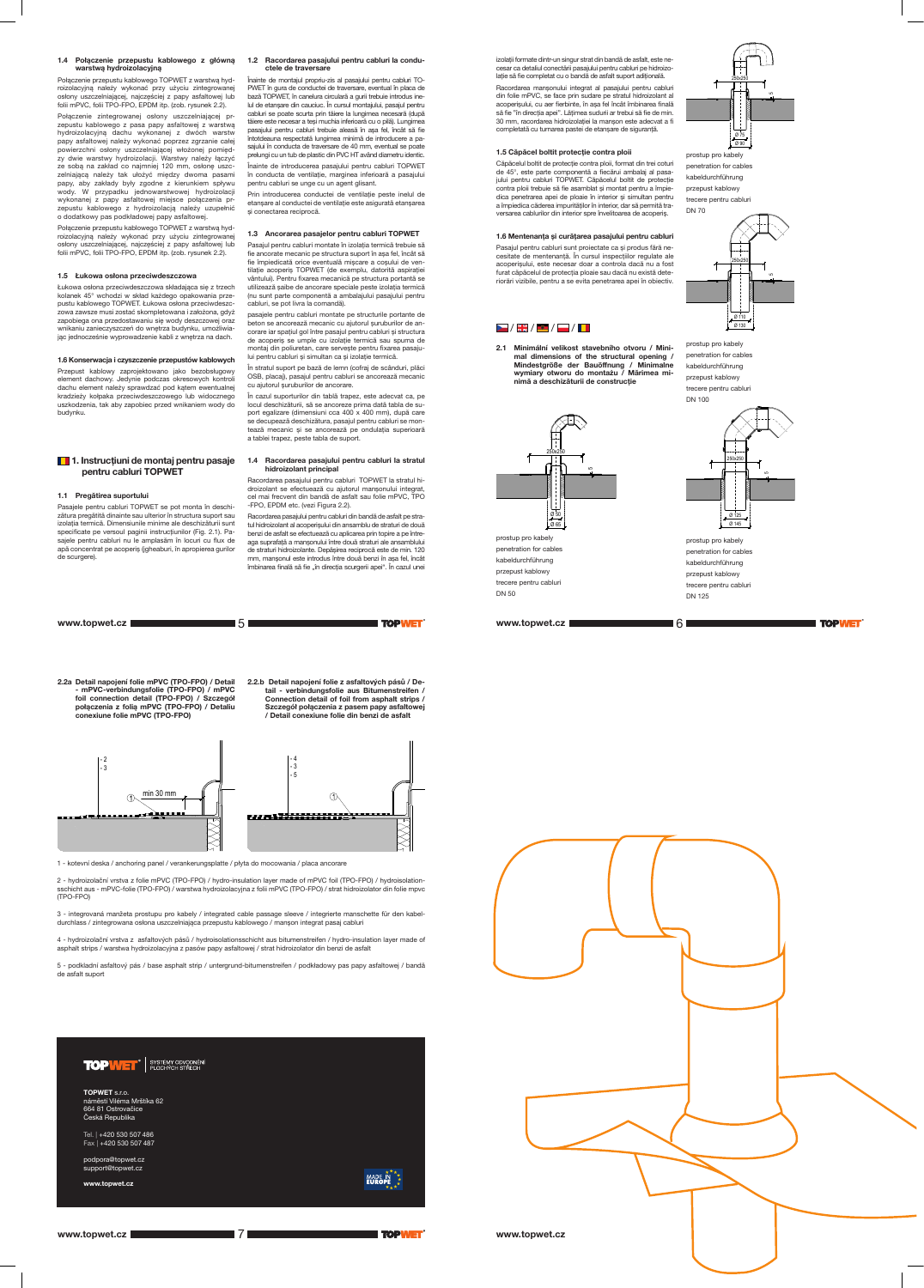#### 1.4 Połączenie przepustu kablowego z główną warstwą hydroizolacyjną

Połączenie przepustu kablowego TOPWET z warstwą hydroizolacyjną należy wykonać przy użyciu zintegrowanej osłony uszczelniającej, najczęściej z papy asfaltowej lub folii mPVC, folii TPO-FPO, EPDM itp. (zob. rysunek 2.2).

Połączenie zintegrowanej osłony uszczelniającej przepustu kablowego z pasa papy asfaltowej z warstwą hydroizolacyjną dachu wykonanej z dwóch warstw papy asfaltowej należy wykonać poprzez zgrzanie całej powierzchni osłony uszczelniającej włożonej pomiędzy dwie warstwy hydroizolacji. Warstwy należy łączyć ze sobą na zakład co najmniej 120 mm, osłonę uszczelniającą należy tak ułożyć między dwoma pasami papy, aby zakłady były zgodne z kierunkiem spływu wody. W przypadku jednowarstwowej hydroizolacji wykonanej z papy asfaltowej miejsce połączenia przepustu kablowego z hydroizolacją należy uzupełnić o dodatkowy pas podkładowy papy asfaltowej.

Połączenie przepustu kablowego TOPWET z warstwą hydroizolacyjną należy wykonać przy użyciu zintegrowanej osłony uszczelniającej, najczęściej z papy asfaltowej lub folii mPVC, folii TPO-FPO, EPDM itp. (zob. rysunek 2.2).

#### 1.5 Łukowa osłona przeciwdeszczowa

Łukowa osłona przeciwdeszczowa składająca się z trzech kolanek 45° wchodzi w skład każdego opakowania przepustu kablowego TOPWET. Łukowa osłona przeciwdeszczowa zawsze musi zostać skompletowana i założona, gdyż zapobiega ona przedostawaniu się wody deszczowej oraz wnikaniu zanieczyszczeń do wnętrza budynku, umożliwiając jednocześnie wprowadzenie kabli z wnętrza na dach.

#### 1.6 Konserwacja i czyszczenie przepustów kablowych

Przepust kablowy zaprojektowano jako bezobsługowy element dachowy. Jedynie podczas okresowych kontroli dachu element należy sprawdzać pod kątem ewentualnej kradzieży kołpaka przeciwdeszczowego lub widocznego uszkodzenia, tak aby zapobiec przed wnikaniem wody do budynku.

## 1. Instrucțiuni de montaj pentru pasaje pentru cabluri TOPWET

#### 1.1 Pregătirea suportului

Pasajele pentru cabluri TOPWET se pot monta în deschizătura pregătită dinainte sau ulterior în structura suport sau izolația termică. Dimensiunile minime ale deschizăturii sunt specificate pe versoul paginii instrucțiunilor (Fig. 2.1). Pasajele pentru cabluri nu le amplasăm în locuri cu flux de apă concentrat pe acoperiș (jgheaburi, în apropierea gurilor de scurgere).

#### 1.2 Racordarea pasajului pentru cabluri la conductele de traversare

Înainte de montajul propriu-zis al pasajului pentru cabluri TOPWET în gura de conductei de traversare, eventual în placa de bază TOPWET, în canelura circulară a gurii trebuie introdus inelul de etanșare din cauciuc. În cursul montajului, pasajul pentru cabluri se poate scurta prin tăiere la lungimea necesară (după tăiere este necesar a teși muchia inferioară cu o pilă). Lungimea pasajului pentru cabluri trebuie aleasă în așa fel, încât să fie întotdeauna respectată lungimea minimă de introducere a pasajului în conducta de traversare de 40 mm, eventual se poate prelungi cu un tub de plastic din PVC HT având diametru identic.

Înainte de introducerea pasajului pentru cabluri TOPWET în conducta de ventilație, marginea inferioară a pasajului pentru cabluri se unge cu un agent glisant.

Prin introducerea conductei de ventilație peste inelul de etanșare al conductei de ventilație este asigurată etanșarea și conectarea reciprocă.

#### 1.3 Ancorarea pasajelor pentru cabluri TOPWET

Pasajul pentru cabluri montate în izolația termică trebuie să fie ancorate mecanic pe structura suport în așa fel, încât să fie împiedicată orice eventuală mișcare a coșului de ventilație acoperiș TOPWET (de exemplu, datorită aspirației vântului). Pentru fixarea mecanică pe structura portantă se utilizează șaibe de ancorare speciale peste izolația termică (nu sunt parte componentă a ambalajului pasajului pentru cabluri, se pot livra la comandă).

pasajele pentru cabluri montate pe structurile portante de beton se ancorează mecanic cu ajutorul șuruburilor de ancorare iar spațiul gol între pasajul pentru cabluri și structura de acoperiș se umple cu izolație termică sau spuma de montaj din poliuretan, care servește pentru fixarea pasajului pentru cabluri și simultan ca și izolație termică.

În stratul suport pe bază de lemn (cofraj de scânduri, plăci OSB, placaj), pasajul pentru cabluri se ancorează mecanic cu ajutorul șuruburilor de ancorare.

În cazul suporturilor din tablă trapez, este adecvat ca, pe locul deschizăturii, să se ancoreze prima dată tabla de suport egalizare (dimensiuni cca 400 x 400 mm), după care se decupează deschizătura, pasajul pentru cabluri se montează mecanic și se ancorează pe ondulația superioară a tablei trapez, peste tabla de suport.

#### 1.4 Racordarea pasajului pentru cabluri la stratul hidroizolant principal

Racordarea pasajului pentru cabluri TOPWET la stratul hidroizolant se efectuează cu ajutorul manșonului integrat, cel mai frecvent din bandă de asfalt sau folie mPVC, TPO -FPO, EPDM etc. (vezi Figura 2.2).

Racordarea pasajului pentru cabluri din bandă de asfalt pe stratul hidroizolant al acoperișului din ansamblu de straturi de două benzi de asfalt se efectuează cu aplicarea prin topire a pe întreaga suprafață a manșonului între două straturi ale ansamblului de straturi hidroizolante. Depășirea reciprocă este de min. 120 mm, manșonul este introdus între două benzi în așa fel, încât îmbinarea finală să fie „în direcția scurgerii apei". În cazul unei izolații formate dintr-un singur strat din bandă de asfalt, este necesar ca detaliul conectării pasajului pentru cabluri pe hidroizolație să fie completat cu o bandă de asfalt suport adițională.

Racordarea manșonului integrat al pasajului pentru cabluri din folie mPVC, se face prin sudare pe stratul hidroizolant al acoperișului, cu aer fierbinte, în așa fel încât îmbinarea finală să fie "în direcția apei". Lățimea sudurii ar trebui să fie de min. 30 mm, racordarea hidroizolației la manșon este adecvat a fi completată cu turnarea pastei de etanșare de siguranță.

#### 1.5 Căpăcel boltit protecție contra ploii

Căpăcelul boltit de protecție contra ploii, format din trei coturi de 45°, este parte componentă a fiecărui ambalaj al pasajului pentru cabluri TOPWET. Căpăcelul boltit de protecție contra ploii trebuie să fie asamblat și montat pentru a împiedica penetrarea apei de ploaie în interior și simultan pentru a împiedica căderea impurităților în interior, dar să permită traversarea cablurilor din interior spre învelitoarea de acoperiș.

#### 1.6 Mentenanța și curățarea pasajului pentru cabluri

Pasajul pentru cabluri sunt proiectate ca și produs fără necesitate de mentenanță. În cursul inspecțiilor regulate ale acoperișului, este necesar doar a controla dacă nu a fost furat căpăcelul de protecția ploaia sau dacă nu există deteriorări vizibile, pentru a se evita penetrarea apei în obiectiv.

#### 2.1 Minimální velikost stavebního otvoru / Minimal dimensions of the structural opening / Mindestgröße der Bauöffnung / Minimalne wymiary otworu do montażu / Mărimea minimă a deschizăturii de construcție

250x250
5
Ø 50
Ø 63

prostup pro kabely
penetration for cables
kabeldurchführung
przepust kablowy
trecere pentru cabluri
DN 50

250x250
5
Ø 75
Ø 90

prostup pro kabely
penetration for cables
kabeldurchführung
przepust kablowy
trecere pentru cabluri
DN 70

250x250
5
Ø 110
Ø 130

prostup pro kabely
penetration for cables
kabeldurchführung
przepust kablowy
trecere pentru cabluri
DN 100

250x250
5
Ø 125
Ø 145

prostup pro kabely
penetration for cables
kabeldurchführung
przepust kablowy
trecere pentru cabluri
DN 125

#### 2.2a Detail napojení folie mPVC (TPO-FPO) / Detail - mPVC-verbindungsfolie (TPO-FPO) / mPVC foil connection detail (TPO-FPO) / Szczegół połączenia z folią mPVC (TPO-FPO) / Detaliu conexiune folie mPVC (TPO-FPO)

2
3
1
min 30 mm

#### 2.2.b Detail napojení folie z asfaltových pásů / Detail - verbindungsfolie aus Bitumenstreifen / Connection detail of foil from asphalt strips / Szczegół połączenia z pasem papy asfaltowej / Detail conexiune folie din benzi de asfalt

4
3
5
1

1 - kotevní deska / anchoring panel / verankerungsplatte / płyta do mocowania / placa ancorare

2 - hydroizolační vrstva z folie mPVC (TPO-FPO) / hydro-insulation layer made of mPVC foil (TPO-FPO) / hydroisolationsschicht aus - mPVC-folie (TPO-FPO) / warstwa hydroizolacyjna z folii mPVC (TPO-FPO) / strat hidroizolator din folie mpvc (TPO-FPO)

3 - integrovaná manžeta prostupu pro kabely / integrated cable passage sleeve / integrierte manschette für den kabeldurchlass / zintegrowana osłona uszczelniająca przepustu kablowego / manșon integrat pasaj cabluri

4 - hydroizolační vrstva z asfaltových pásů / hydroisolationsschicht aus bitumenstreifen / hydro-insulation layer made of asphalt strips / warstwa hydroizolacyjna z pasów papy asfaltowej / strat hidroizolator din benzi de asfalt

5 - podkladní asfaltový pás / base asphalt strip / untergrund-bitumenstreifen / podkładowy pas papy asfaltowej / bandă de asfalt suport

TOPWET | SYSTÉMY ODVODNĚNÍ PLOCHÝCH STŘECH

TOPWET s.r.o.
náměstí Viléma Mrštíka 62
664 81 Ostrovačice
Česká Republika

Tel. | +420 530 507 486
Fax | +420 530 507 487

podpora@topwet.cz
support@topwet.cz

www.topwet.cz

MADE IN EUROPE